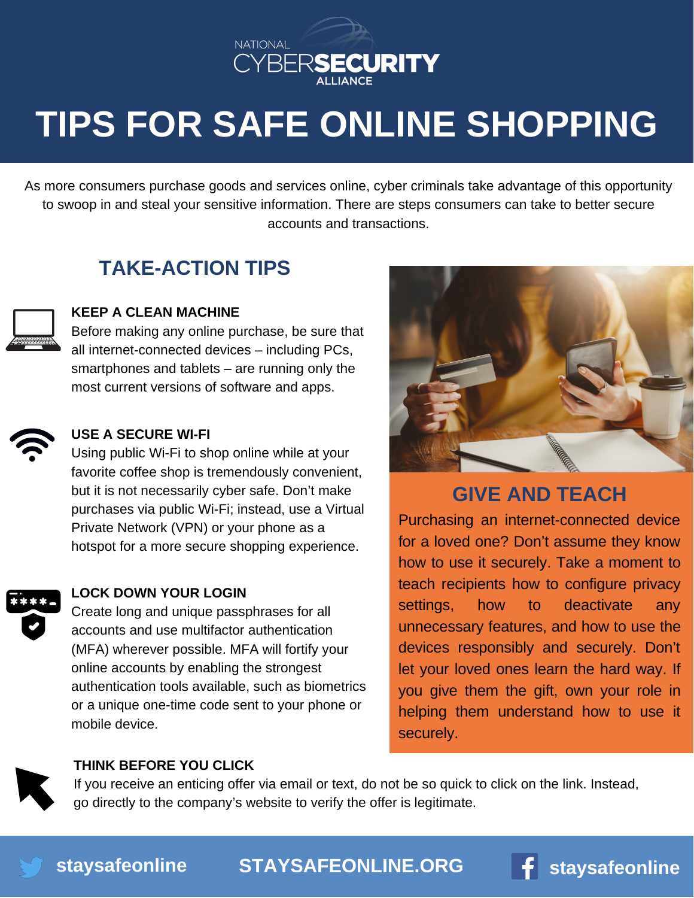NATIONAL CYBERSECURITY ALLIANCE

# TIPS FOR SAFE ONLINE SHOPPING

As more consumers purchase goods and services online, cyber criminals take advantage of this opportunity to swoop in and steal your sensitive information. There are steps consumers can take to better secure accounts and transactions.

## TAKE-ACTION TIPS

### KEEP A CLEAN MACHINE

Before making any online purchase, be sure that all internet-connected devices – including PCs, smartphones and tablets – are running only the most current versions of software and apps.

### USE A SECURE WI-FI

Using public Wi-Fi to shop online while at your favorite coffee shop is tremendously convenient, but it is not necessarily cyber safe. Don't make purchases via public Wi-Fi; instead, use a Virtual Private Network (VPN) or your phone as a hotspot for a more secure shopping experience.

### LOCK DOWN YOUR LOGIN

Create long and unique passphrases for all accounts and use multifactor authentication (MFA) wherever possible. MFA will fortify your online accounts by enabling the strongest authentication tools available, such as biometrics or a unique one-time code sent to your phone or mobile device.

### THINK BEFORE YOU CLICK

If you receive an enticing offer via email or text, do not be so quick to click on the link. Instead, go directly to the company's website to verify the offer is legitimate.

## GIVE AND TEACH

Purchasing an internet-connected device for a loved one? Don't assume they know how to use it securely. Take a moment to teach recipients how to configure privacy settings, how to deactivate any unnecessary features, and how to use the devices responsibly and securely. Don't let your loved ones learn the hard way. If you give them the gift, own your role in helping them understand how to use it securely.

staysafeonline | STAYSAFEONLINE.ORG | staysafeonline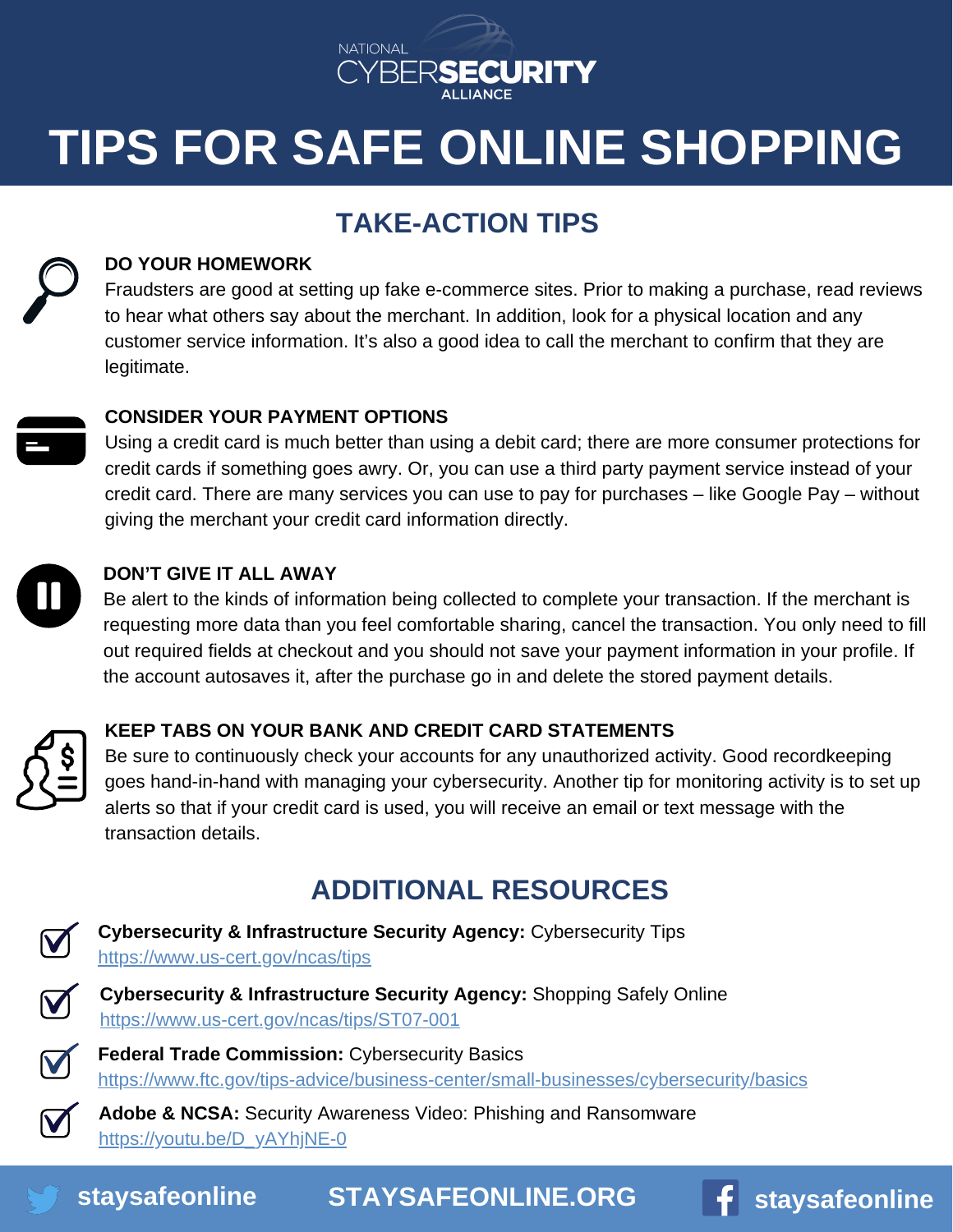NATIONAL CYBERSECURITY ALLIANCE

# TIPS FOR SAFE ONLINE SHOPPING

## TAKE-ACTION TIPS

### DO YOUR HOMEWORK

Fraudsters are good at setting up fake e-commerce sites. Prior to making a purchase, read reviews to hear what others say about the merchant. In addition, look for a physical location and any customer service information. It's also a good idea to call the merchant to confirm that they are legitimate.

### CONSIDER YOUR PAYMENT OPTIONS

Using a credit card is much better than using a debit card; there are more consumer protections for credit cards if something goes awry. Or, you can use a third party payment service instead of your credit card. There are many services you can use to pay for purchases – like Google Pay – without giving the merchant your credit card information directly.

### DON'T GIVE IT ALL AWAY

Be alert to the kinds of information being collected to complete your transaction. If the merchant is requesting more data than you feel comfortable sharing, cancel the transaction. You only need to fill out required fields at checkout and you should not save your payment information in your profile. If the account autosaves it, after the purchase go in and delete the stored payment details.

### KEEP TABS ON YOUR BANK AND CREDIT CARD STATEMENTS

Be sure to continuously check your accounts for any unauthorized activity. Good recordkeeping goes hand-in-hand with managing your cybersecurity. Another tip for monitoring activity is to set up alerts so that if your credit card is used, you will receive an email or text message with the transaction details.

## ADDITIONAL RESOURCES

- **Cybersecurity & Infrastructure Security Agency:** Cybersecurity Tips
  https://www.us-cert.gov/ncas/tips
- **Cybersecurity & Infrastructure Security Agency:** Shopping Safely Online
  https://www.us-cert.gov/ncas/tips/ST07-001
- **Federal Trade Commission:** Cybersecurity Basics
  https://www.ftc.gov/tips-advice/business-center/small-businesses/cybersecurity/basics
- **Adobe & NCSA:** Security Awareness Video: Phishing and Ransomware
  https://youtu.be/D_yAYhjNE-0

staysafeonline STAYSAFEONLINE.ORG staysafeonline